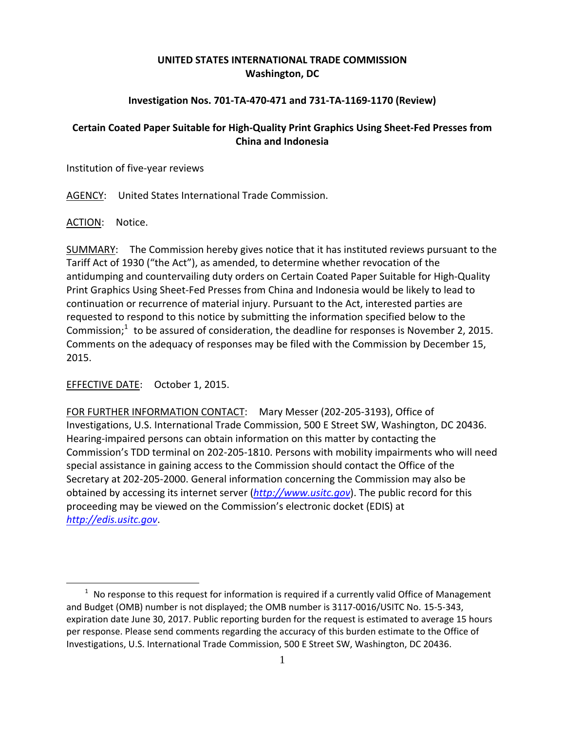**UNITED STATES INTERNATIONAL TRADE COMMISSION**
**Washington, DC**

**Investigation Nos. 701-TA-470-471 and 731-TA-1169-1170 (Review)**

**Certain Coated Paper Suitable for High-Quality Print Graphics Using Sheet-Fed Presses from China and Indonesia**

Institution of five-year reviews

AGENCY: United States International Trade Commission.

ACTION: Notice.

SUMMARY: The Commission hereby gives notice that it has instituted reviews pursuant to the Tariff Act of 1930 ("the Act"), as amended, to determine whether revocation of the antidumping and countervailing duty orders on Certain Coated Paper Suitable for High-Quality Print Graphics Using Sheet-Fed Presses from China and Indonesia would be likely to lead to continuation or recurrence of material injury. Pursuant to the Act, interested parties are requested to respond to this notice by submitting the information specified below to the Commission;[1] to be assured of consideration, the deadline for responses is November 2, 2015. Comments on the adequacy of responses may be filed with the Commission by December 15, 2015.

EFFECTIVE DATE: October 1, 2015.

FOR FURTHER INFORMATION CONTACT: Mary Messer (202-205-3193), Office of Investigations, U.S. International Trade Commission, 500 E Street SW, Washington, DC 20436. Hearing-impaired persons can obtain information on this matter by contacting the Commission's TDD terminal on 202-205-1810. Persons with mobility impairments who will need special assistance in gaining access to the Commission should contact the Office of the Secretary at 202-205-2000. General information concerning the Commission may also be obtained by accessing its internet server (*http://www.usitc.gov*). The public record for this proceeding may be viewed on the Commission's electronic docket (EDIS) at *http://edis.usitc.gov*.

[1] No response to this request for information is required if a currently valid Office of Management and Budget (OMB) number is not displayed; the OMB number is 3117-0016/USITC No. 15-5-343, expiration date June 30, 2017. Public reporting burden for the request is estimated to average 15 hours per response. Please send comments regarding the accuracy of this burden estimate to the Office of Investigations, U.S. International Trade Commission, 500 E Street SW, Washington, DC 20436.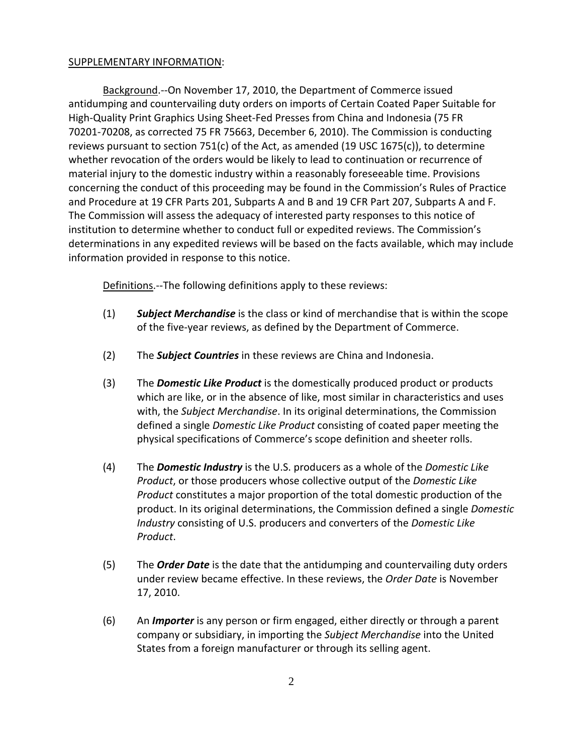SUPPLEMENTARY INFORMATION:

Background.--On November 17, 2010, the Department of Commerce issued antidumping and countervailing duty orders on imports of Certain Coated Paper Suitable for High-Quality Print Graphics Using Sheet-Fed Presses from China and Indonesia (75 FR 70201-70208, as corrected 75 FR 75663, December 6, 2010). The Commission is conducting reviews pursuant to section 751(c) of the Act, as amended (19 USC 1675(c)), to determine whether revocation of the orders would be likely to lead to continuation or recurrence of material injury to the domestic industry within a reasonably foreseeable time. Provisions concerning the conduct of this proceeding may be found in the Commission's Rules of Practice and Procedure at 19 CFR Parts 201, Subparts A and B and 19 CFR Part 207, Subparts A and F. The Commission will assess the adequacy of interested party responses to this notice of institution to determine whether to conduct full or expedited reviews. The Commission's determinations in any expedited reviews will be based on the facts available, which may include information provided in response to this notice.

Definitions.--The following definitions apply to these reviews:

(1) ***Subject Merchandise*** is the class or kind of merchandise that is within the scope of the five-year reviews, as defined by the Department of Commerce.

(2) The ***Subject Countries*** in these reviews are China and Indonesia.

(3) The ***Domestic Like Product*** is the domestically produced product or products which are like, or in the absence of like, most similar in characteristics and uses with, the *Subject Merchandise*. In its original determinations, the Commission defined a single *Domestic Like Product* consisting of coated paper meeting the physical specifications of Commerce's scope definition and sheeter rolls.

(4) The ***Domestic Industry*** is the U.S. producers as a whole of the *Domestic Like Product*, or those producers whose collective output of the *Domestic Like Product* constitutes a major proportion of the total domestic production of the product. In its original determinations, the Commission defined a single *Domestic Industry* consisting of U.S. producers and converters of the *Domestic Like Product*.

(5) The ***Order Date*** is the date that the antidumping and countervailing duty orders under review became effective. In these reviews, the *Order Date* is November 17, 2010.

(6) An ***Importer*** is any person or firm engaged, either directly or through a parent company or subsidiary, in importing the *Subject Merchandise* into the United States from a foreign manufacturer or through its selling agent.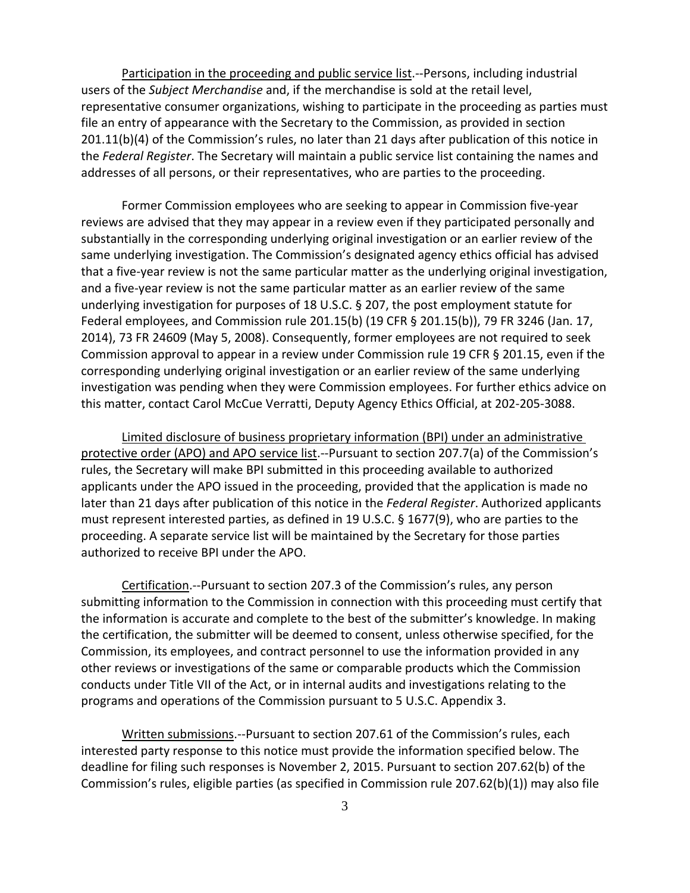Participation in the proceeding and public service list.--Persons, including industrial users of the *Subject Merchandise* and, if the merchandise is sold at the retail level, representative consumer organizations, wishing to participate in the proceeding as parties must file an entry of appearance with the Secretary to the Commission, as provided in section 201.11(b)(4) of the Commission's rules, no later than 21 days after publication of this notice in the *Federal Register*. The Secretary will maintain a public service list containing the names and addresses of all persons, or their representatives, who are parties to the proceeding.

Former Commission employees who are seeking to appear in Commission five-year reviews are advised that they may appear in a review even if they participated personally and substantially in the corresponding underlying original investigation or an earlier review of the same underlying investigation. The Commission's designated agency ethics official has advised that a five-year review is not the same particular matter as the underlying original investigation, and a five-year review is not the same particular matter as an earlier review of the same underlying investigation for purposes of 18 U.S.C. § 207, the post employment statute for Federal employees, and Commission rule 201.15(b) (19 CFR § 201.15(b)), 79 FR 3246 (Jan. 17, 2014), 73 FR 24609 (May 5, 2008). Consequently, former employees are not required to seek Commission approval to appear in a review under Commission rule 19 CFR § 201.15, even if the corresponding underlying original investigation or an earlier review of the same underlying investigation was pending when they were Commission employees. For further ethics advice on this matter, contact Carol McCue Verratti, Deputy Agency Ethics Official, at 202-205-3088.

Limited disclosure of business proprietary information (BPI) under an administrative protective order (APO) and APO service list.--Pursuant to section 207.7(a) of the Commission's rules, the Secretary will make BPI submitted in this proceeding available to authorized applicants under the APO issued in the proceeding, provided that the application is made no later than 21 days after publication of this notice in the *Federal Register*. Authorized applicants must represent interested parties, as defined in 19 U.S.C. § 1677(9), who are parties to the proceeding. A separate service list will be maintained by the Secretary for those parties authorized to receive BPI under the APO.

Certification.--Pursuant to section 207.3 of the Commission's rules, any person submitting information to the Commission in connection with this proceeding must certify that the information is accurate and complete to the best of the submitter's knowledge. In making the certification, the submitter will be deemed to consent, unless otherwise specified, for the Commission, its employees, and contract personnel to use the information provided in any other reviews or investigations of the same or comparable products which the Commission conducts under Title VII of the Act, or in internal audits and investigations relating to the programs and operations of the Commission pursuant to 5 U.S.C. Appendix 3.

Written submissions.--Pursuant to section 207.61 of the Commission's rules, each interested party response to this notice must provide the information specified below. The deadline for filing such responses is November 2, 2015. Pursuant to section 207.62(b) of the Commission's rules, eligible parties (as specified in Commission rule 207.62(b)(1)) may also file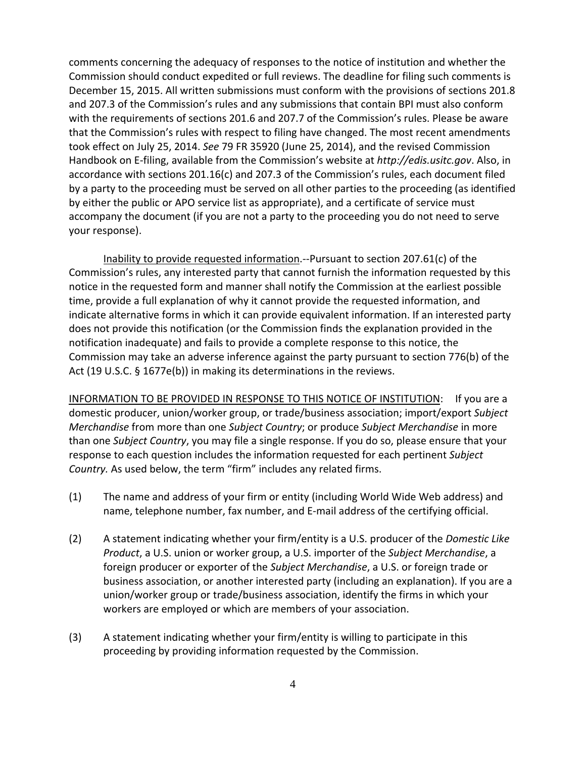comments concerning the adequacy of responses to the notice of institution and whether the Commission should conduct expedited or full reviews. The deadline for filing such comments is December 15, 2015. All written submissions must conform with the provisions of sections 201.8 and 207.3 of the Commission's rules and any submissions that contain BPI must also conform with the requirements of sections 201.6 and 207.7 of the Commission's rules. Please be aware that the Commission's rules with respect to filing have changed. The most recent amendments took effect on July 25, 2014. *See* 79 FR 35920 (June 25, 2014), and the revised Commission Handbook on E-filing, available from the Commission's website at *http://edis.usitc.gov*. Also, in accordance with sections 201.16(c) and 207.3 of the Commission's rules, each document filed by a party to the proceeding must be served on all other parties to the proceeding (as identified by either the public or APO service list as appropriate), and a certificate of service must accompany the document (if you are not a party to the proceeding you do not need to serve your response).

<u>Inability to provide requested information</u>.--Pursuant to section 207.61(c) of the Commission's rules, any interested party that cannot furnish the information requested by this notice in the requested form and manner shall notify the Commission at the earliest possible time, provide a full explanation of why it cannot provide the requested information, and indicate alternative forms in which it can provide equivalent information. If an interested party does not provide this notification (or the Commission finds the explanation provided in the notification inadequate) and fails to provide a complete response to this notice, the Commission may take an adverse inference against the party pursuant to section 776(b) of the Act (19 U.S.C. § 1677e(b)) in making its determinations in the reviews.

<u>INFORMATION TO BE PROVIDED IN RESPONSE TO THIS NOTICE OF INSTITUTION</u>: If you are a domestic producer, union/worker group, or trade/business association; import/export *Subject Merchandise* from more than one *Subject Country*; or produce *Subject Merchandise* in more than one *Subject Country*, you may file a single response. If you do so, please ensure that your response to each question includes the information requested for each pertinent *Subject Country.* As used below, the term "firm" includes any related firms.

(1) The name and address of your firm or entity (including World Wide Web address) and name, telephone number, fax number, and E-mail address of the certifying official.

(2) A statement indicating whether your firm/entity is a U.S. producer of the *Domestic Like Product*, a U.S. union or worker group, a U.S. importer of the *Subject Merchandise*, a foreign producer or exporter of the *Subject Merchandise*, a U.S. or foreign trade or business association, or another interested party (including an explanation). If you are a union/worker group or trade/business association, identify the firms in which your workers are employed or which are members of your association.

(3) A statement indicating whether your firm/entity is willing to participate in this proceeding by providing information requested by the Commission.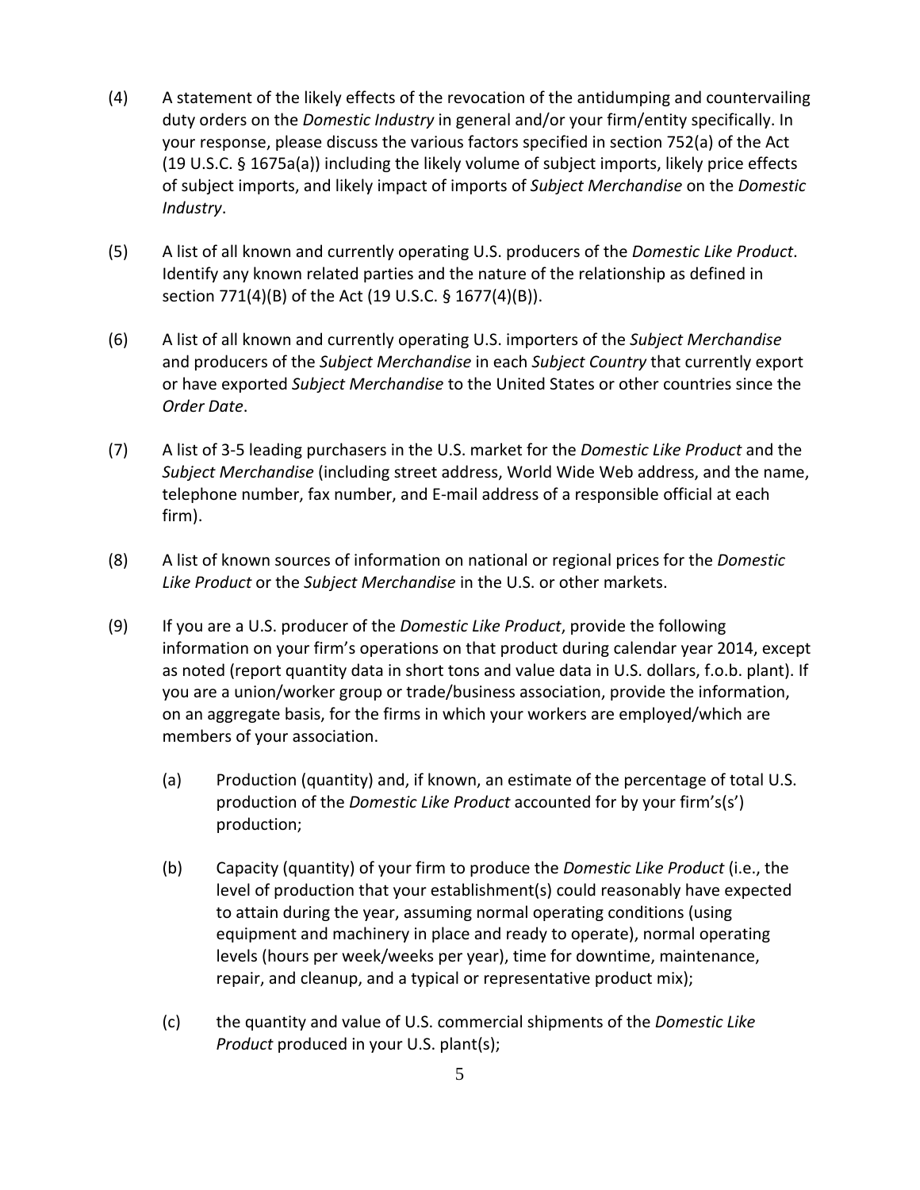(4) A statement of the likely effects of the revocation of the antidumping and countervailing duty orders on the *Domestic Industry* in general and/or your firm/entity specifically. In your response, please discuss the various factors specified in section 752(a) of the Act (19 U.S.C. § 1675a(a)) including the likely volume of subject imports, likely price effects of subject imports, and likely impact of imports of *Subject Merchandise* on the *Domestic Industry*.

(5) A list of all known and currently operating U.S. producers of the *Domestic Like Product*. Identify any known related parties and the nature of the relationship as defined in section 771(4)(B) of the Act (19 U.S.C. § 1677(4)(B)).

(6) A list of all known and currently operating U.S. importers of the *Subject Merchandise* and producers of the *Subject Merchandise* in each *Subject Country* that currently export or have exported *Subject Merchandise* to the United States or other countries since the *Order Date*.

(7) A list of 3-5 leading purchasers in the U.S. market for the *Domestic Like Product* and the *Subject Merchandise* (including street address, World Wide Web address, and the name, telephone number, fax number, and E-mail address of a responsible official at each firm).

(8) A list of known sources of information on national or regional prices for the *Domestic Like Product* or the *Subject Merchandise* in the U.S. or other markets.

(9) If you are a U.S. producer of the *Domestic Like Product*, provide the following information on your firm's operations on that product during calendar year 2014, except as noted (report quantity data in short tons and value data in U.S. dollars, f.o.b. plant). If you are a union/worker group or trade/business association, provide the information, on an aggregate basis, for the firms in which your workers are employed/which are members of your association.

  (a) Production (quantity) and, if known, an estimate of the percentage of total U.S. production of the *Domestic Like Product* accounted for by your firm's(s') production;

  (b) Capacity (quantity) of your firm to produce the *Domestic Like Product* (i.e., the level of production that your establishment(s) could reasonably have expected to attain during the year, assuming normal operating conditions (using equipment and machinery in place and ready to operate), normal operating levels (hours per week/weeks per year), time for downtime, maintenance, repair, and cleanup, and a typical or representative product mix);

  (c) the quantity and value of U.S. commercial shipments of the *Domestic Like Product* produced in your U.S. plant(s);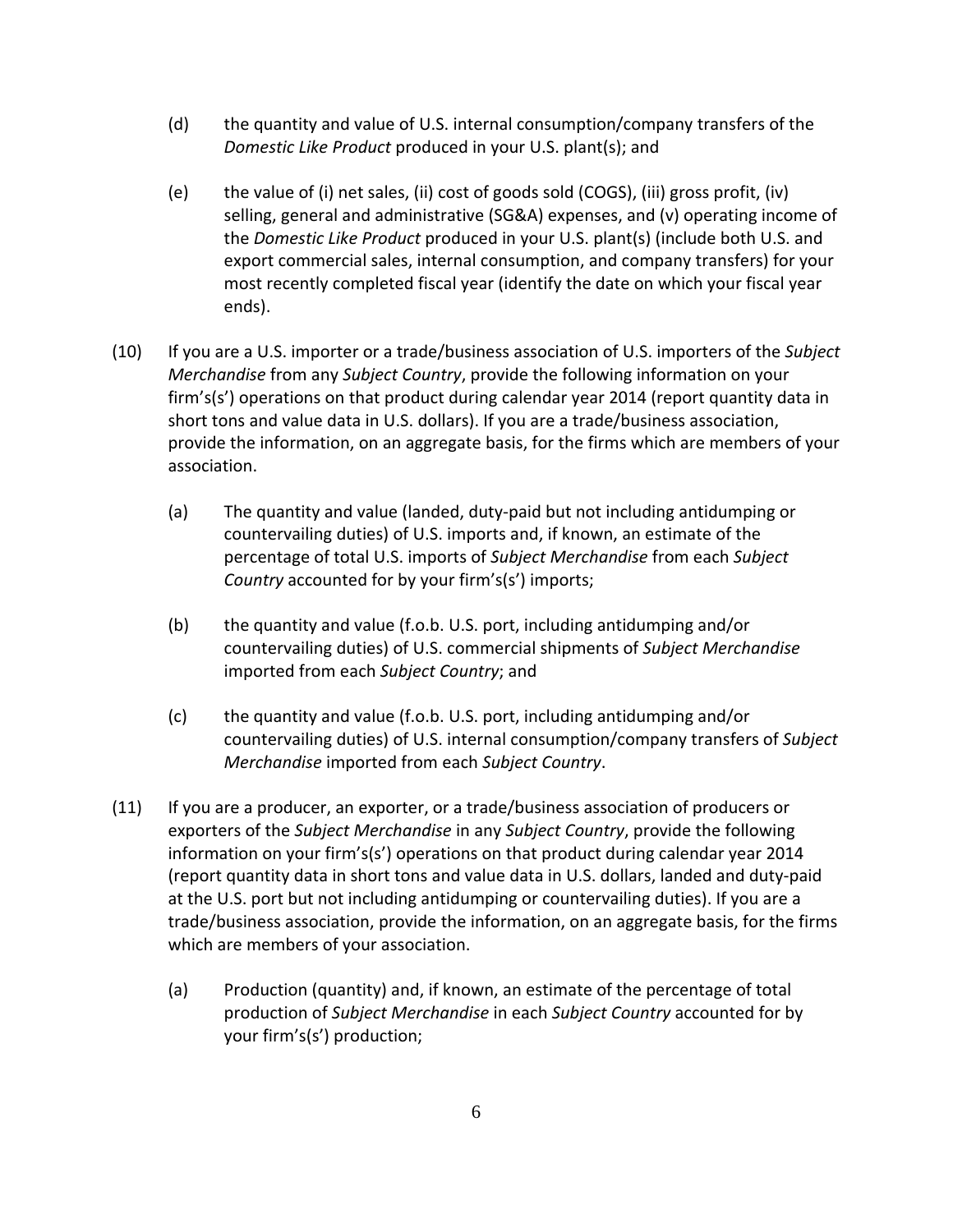(d) the quantity and value of U.S. internal consumption/company transfers of the *Domestic Like Product* produced in your U.S. plant(s); and

(e) the value of (i) net sales, (ii) cost of goods sold (COGS), (iii) gross profit, (iv) selling, general and administrative (SG&A) expenses, and (v) operating income of the *Domestic Like Product* produced in your U.S. plant(s) (include both U.S. and export commercial sales, internal consumption, and company transfers) for your most recently completed fiscal year (identify the date on which your fiscal year ends).

(10) If you are a U.S. importer or a trade/business association of U.S. importers of the *Subject Merchandise* from any *Subject Country*, provide the following information on your firm's(s') operations on that product during calendar year 2014 (report quantity data in short tons and value data in U.S. dollars). If you are a trade/business association, provide the information, on an aggregate basis, for the firms which are members of your association.

(a) The quantity and value (landed, duty-paid but not including antidumping or countervailing duties) of U.S. imports and, if known, an estimate of the percentage of total U.S. imports of *Subject Merchandise* from each *Subject Country* accounted for by your firm's(s') imports;

(b) the quantity and value (f.o.b. U.S. port, including antidumping and/or countervailing duties) of U.S. commercial shipments of *Subject Merchandise* imported from each *Subject Country*; and

(c) the quantity and value (f.o.b. U.S. port, including antidumping and/or countervailing duties) of U.S. internal consumption/company transfers of *Subject Merchandise* imported from each *Subject Country*.

(11) If you are a producer, an exporter, or a trade/business association of producers or exporters of the *Subject Merchandise* in any *Subject Country*, provide the following information on your firm's(s') operations on that product during calendar year 2014 (report quantity data in short tons and value data in U.S. dollars, landed and duty-paid at the U.S. port but not including antidumping or countervailing duties). If you are a trade/business association, provide the information, on an aggregate basis, for the firms which are members of your association.

(a) Production (quantity) and, if known, an estimate of the percentage of total production of *Subject Merchandise* in each *Subject Country* accounted for by your firm's(s') production;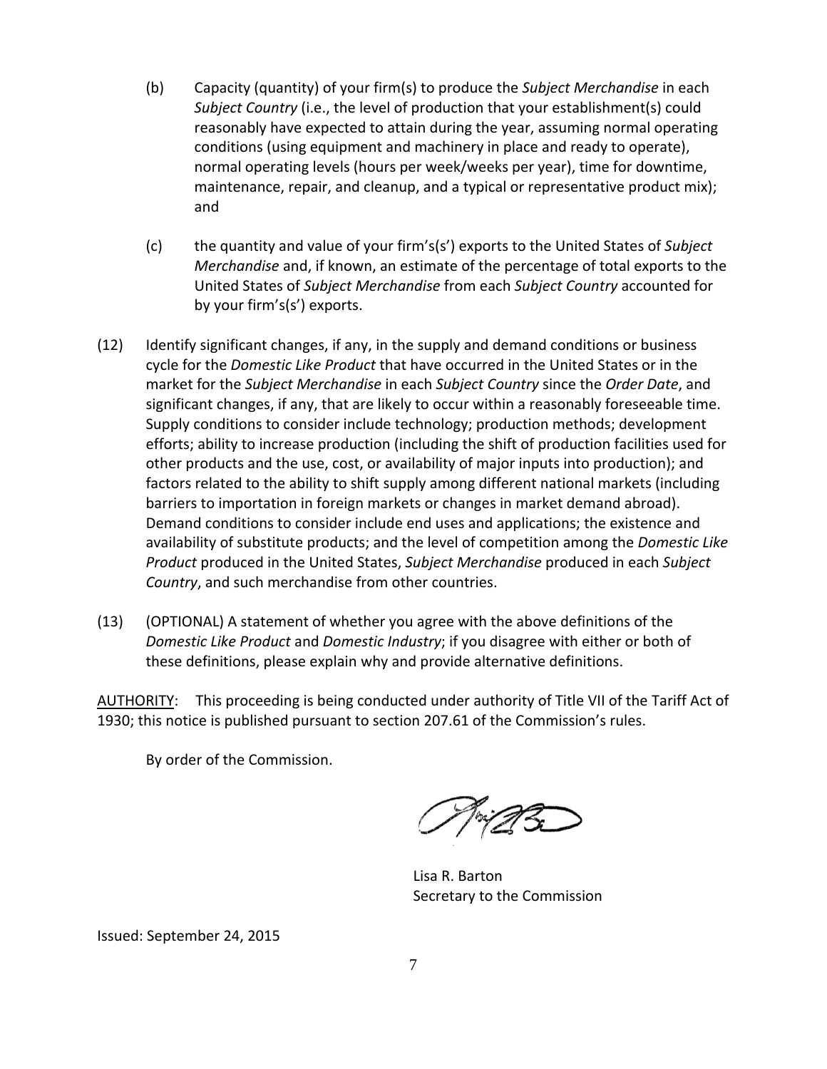(b) Capacity (quantity) of your firm(s) to produce the *Subject Merchandise* in each *Subject Country* (i.e., the level of production that your establishment(s) could reasonably have expected to attain during the year, assuming normal operating conditions (using equipment and machinery in place and ready to operate), normal operating levels (hours per week/weeks per year), time for downtime, maintenance, repair, and cleanup, and a typical or representative product mix); and

(c) the quantity and value of your firm's(s') exports to the United States of *Subject Merchandise* and, if known, an estimate of the percentage of total exports to the United States of *Subject Merchandise* from each *Subject Country* accounted for by your firm's(s') exports.

(12) Identify significant changes, if any, in the supply and demand conditions or business cycle for the *Domestic Like Product* that have occurred in the United States or in the market for the *Subject Merchandise* in each *Subject Country* since the *Order Date*, and significant changes, if any, that are likely to occur within a reasonably foreseeable time. Supply conditions to consider include technology; production methods; development efforts; ability to increase production (including the shift of production facilities used for other products and the use, cost, or availability of major inputs into production); and factors related to the ability to shift supply among different national markets (including barriers to importation in foreign markets or changes in market demand abroad). Demand conditions to consider include end uses and applications; the existence and availability of substitute products; and the level of competition among the *Domestic Like Product* produced in the United States, *Subject Merchandise* produced in each *Subject Country*, and such merchandise from other countries.

(13) (OPTIONAL) A statement of whether you agree with the above definitions of the *Domestic Like Product* and *Domestic Industry*; if you disagree with either or both of these definitions, please explain why and provide alternative definitions.

AUTHORITY: This proceeding is being conducted under authority of Title VII of the Tariff Act of 1930; this notice is published pursuant to section 207.61 of the Commission's rules.

By order of the Commission.

Lisa R. Barton
Secretary to the Commission

Issued: September 24, 2015